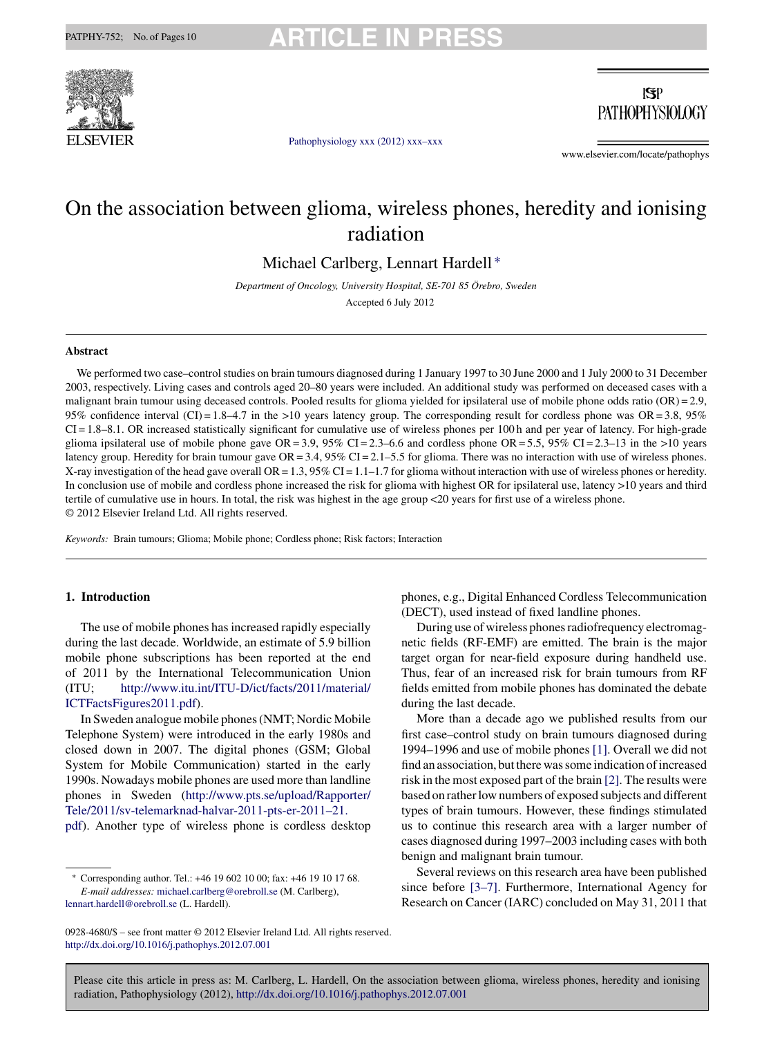# On the association between glioma, wireless phones, heredity and ionising radiation

Michael Carlberg, Lennart Hardell*

*Department of Oncology, University Hospital, SE-701 85 Örebro, Sweden*

Accepted 6 July 2012

## Abstract

We performed two case–control studies on brain tumours diagnosed during 1 January 1997 to 30 June 2000 and 1 July 2000 to 31 December 2003, respectively. Living cases and controls aged 20–80 years were included. An additional study was performed on deceased cases with a malignant brain tumour using deceased controls. Pooled results for glioma yielded for ipsilateral use of mobile phone odds ratio (OR) = 2.9, 95% confidence interval (CI) = 1.8–4.7 in the >10 years latency group. The corresponding result for cordless phone was OR = 3.8, 95% CI = 1.8–8.1. OR increased statistically significant for cumulative use of wireless phones per 100 h and per year of latency. For high-grade glioma ipsilateral use of mobile phone gave OR = 3.9, 95% CI = 2.3–6.6 and cordless phone OR = 5.5, 95% CI = 2.3–13 in the >10 years latency group. Heredity for brain tumour gave OR = 3.4, 95% CI = 2.1–5.5 for glioma. There was no interaction with use of wireless phones. X-ray investigation of the head gave overall OR = 1.3, 95% CI = 1.1–1.7 for glioma without interaction with use of wireless phones or heredity. In conclusion use of mobile and cordless phone increased the risk for glioma with highest OR for ipsilateral use, latency >10 years and third tertile of cumulative use in hours. In total, the risk was highest in the age group <20 years for first use of a wireless phone.

© 2012 Elsevier Ireland Ltd. All rights reserved.

*Keywords:* Brain tumours; Glioma; Mobile phone; Cordless phone; Risk factors; Interaction

## 1. Introduction

The use of mobile phones has increased rapidly especially during the last decade. Worldwide, an estimate of 5.9 billion mobile phone subscriptions has been reported at the end of 2011 by the International Telecommunication Union (ITU; http://www.itu.int/ITU-D/ict/facts/2011/material/ICTFactsFigures2011.pdf).

In Sweden analogue mobile phones (NMT; Nordic Mobile Telephone System) were introduced in the early 1980s and closed down in 2007. The digital phones (GSM; Global System for Mobile Communication) started in the early 1990s. Nowadays mobile phones are used more than landline phones in Sweden (http://www.pts.se/upload/Rapporter/Tele/2011/sv-telemarknad-halvar-2011-pts-er-2011–21.pdf). Another type of wireless phone is cordless desktop phones, e.g., Digital Enhanced Cordless Telecommunication (DECT), used instead of fixed landline phones.

During use of wireless phones radiofrequency electromagnetic fields (RF-EMF) are emitted. The brain is the major target organ for near-field exposure during handheld use. Thus, fear of an increased risk for brain tumours from RF fields emitted from mobile phones has dominated the debate during the last decade.

More than a decade ago we published results from our first case–control study on brain tumours diagnosed during 1994–1996 and use of mobile phones [1]. Overall we did not find an association, but there was some indication of increased risk in the most exposed part of the brain [2]. The results were based on rather low numbers of exposed subjects and different types of brain tumours. However, these findings stimulated us to continue this research area with a larger number of cases diagnosed during 1997–2003 including cases with both benign and malignant brain tumour.

Several reviews on this research area have been published since before [3–7]. Furthermore, International Agency for Research on Cancer (IARC) concluded on May 31, 2011 that

---

* Corresponding author. Tel.: +46 19 602 10 00; fax: +46 19 10 17 68.
*E-mail addresses:* michael.carlberg@orebroll.se (M. Carlberg), lennart.hardell@orebroll.se (L. Hardell).

0928-4680/$ – see front matter © 2012 Elsevier Ireland Ltd. All rights reserved.
http://dx.doi.org/10.1016/j.pathophys.2012.07.001

Please cite this article in press as: M. Carlberg, L. Hardell, On the association between glioma, wireless phones, heredity and ionising radiation, Pathophysiology (2012), http://dx.doi.org/10.1016/j.pathophys.2012.07.001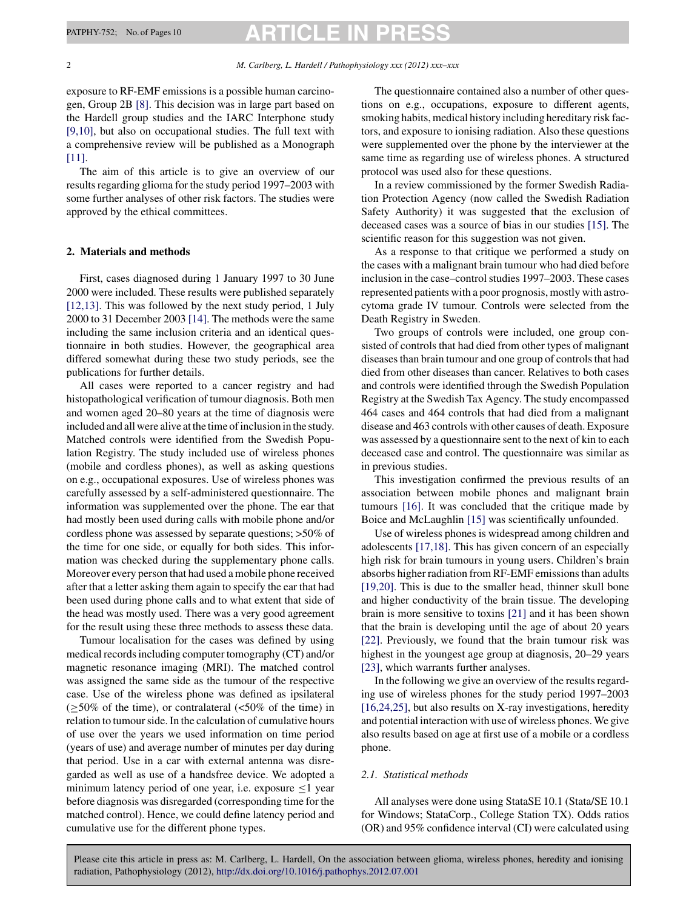exposure to RF-EMF emissions is a possible human carcinogen, Group 2B [8]. This decision was in large part based on the Hardell group studies and the IARC Interphone study [9,10], but also on occupational studies. The full text with a comprehensive review will be published as a Monograph [11].

The aim of this article is to give an overview of our results regarding glioma for the study period 1997–2003 with some further analyses of other risk factors. The studies were approved by the ethical committees.

## 2. Materials and methods

First, cases diagnosed during 1 January 1997 to 30 June 2000 were included. These results were published separately [12,13]. This was followed by the next study period, 1 July 2000 to 31 December 2003 [14]. The methods were the same including the same inclusion criteria and an identical questionnaire in both studies. However, the geographical area differed somewhat during these two study periods, see the publications for further details.

All cases were reported to a cancer registry and had histopathological verification of tumour diagnosis. Both men and women aged 20–80 years at the time of diagnosis were included and all were alive at the time of inclusion in the study. Matched controls were identified from the Swedish Population Registry. The study included use of wireless phones (mobile and cordless phones), as well as asking questions on e.g., occupational exposures. Use of wireless phones was carefully assessed by a self-administered questionnaire. The information was supplemented over the phone. The ear that had mostly been used during calls with mobile phone and/or cordless phone was assessed by separate questions; >50% of the time for one side, or equally for both sides. This information was checked during the supplementary phone calls. Moreover every person that had used a mobile phone received after that a letter asking them again to specify the ear that had been used during phone calls and to what extent that side of the head was mostly used. There was a very good agreement for the result using these three methods to assess these data.

Tumour localisation for the cases was defined by using medical records including computer tomography (CT) and/or magnetic resonance imaging (MRI). The matched control was assigned the same side as the tumour of the respective case. Use of the wireless phone was defined as ipsilateral ($\geq$50% of the time), or contralateral (<50% of the time) in relation to tumour side. In the calculation of cumulative hours of use over the years we used information on time period (years of use) and average number of minutes per day during that period. Use in a car with external antenna was disregarded as well as use of a handsfree device. We adopted a minimum latency period of one year, i.e. exposure $\leq$1 year before diagnosis was disregarded (corresponding time for the matched control). Hence, we could define latency period and cumulative use for the different phone types.

The questionnaire contained also a number of other questions on e.g., occupations, exposure to different agents, smoking habits, medical history including hereditary risk factors, and exposure to ionising radiation. Also these questions were supplemented over the phone by the interviewer at the same time as regarding use of wireless phones. A structured protocol was used also for these questions.

In a review commissioned by the former Swedish Radiation Protection Agency (now called the Swedish Radiation Safety Authority) it was suggested that the exclusion of deceased cases was a source of bias in our studies [15]. The scientific reason for this suggestion was not given.

As a response to that critique we performed a study on the cases with a malignant brain tumour who had died before inclusion in the case–control studies 1997–2003. These cases represented patients with a poor prognosis, mostly with astrocytoma grade IV tumour. Controls were selected from the Death Registry in Sweden.

Two groups of controls were included, one group consisted of controls that had died from other types of malignant diseases than brain tumour and one group of controls that had died from other diseases than cancer. Relatives to both cases and controls were identified through the Swedish Population Registry at the Swedish Tax Agency. The study encompassed 464 cases and 464 controls that had died from a malignant disease and 463 controls with other causes of death. Exposure was assessed by a questionnaire sent to the next of kin to each deceased case and control. The questionnaire was similar as in previous studies.

This investigation confirmed the previous results of an association between mobile phones and malignant brain tumours [16]. It was concluded that the critique made by Boice and McLaughlin [15] was scientifically unfounded.

Use of wireless phones is widespread among children and adolescents [17,18]. This has given concern of an especially high risk for brain tumours in young users. Children's brain absorbs higher radiation from RF-EMF emissions than adults [19,20]. This is due to the smaller head, thinner skull bone and higher conductivity of the brain tissue. The developing brain is more sensitive to toxins [21] and it has been shown that the brain is developing until the age of about 20 years [22]. Previously, we found that the brain tumour risk was highest in the youngest age group at diagnosis, 20–29 years [23], which warrants further analyses.

In the following we give an overview of the results regarding use of wireless phones for the study period 1997–2003 [16,24,25], but also results on X-ray investigations, heredity and potential interaction with use of wireless phones. We give also results based on age at first use of a mobile or a cordless phone.

### 2.1. Statistical methods

All analyses were done using StataSE 10.1 (Stata/SE 10.1 for Windows; StataCorp., College Station TX). Odds ratios (OR) and 95% confidence interval (CI) were calculated using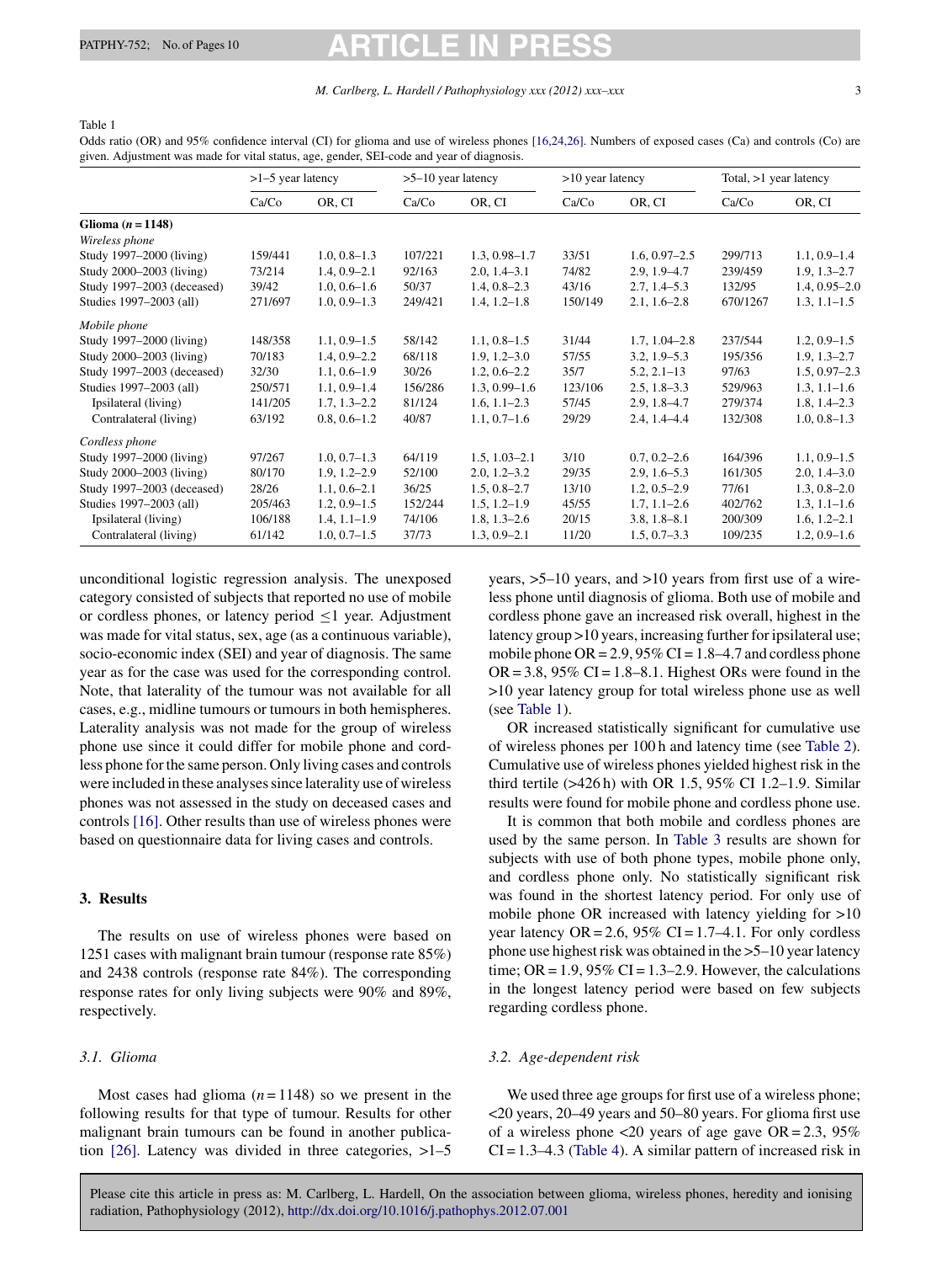Table 1

Odds ratio (OR) and 95% confidence interval (CI) for glioma and use of wireless phones [16,24,26]. Numbers of exposed cases (Ca) and controls (Co) are given. Adjustment was made for vital status, age, gender, SEI-code and year of diagnosis.

| | >1–5 year latency | | >5–10 year latency | | >10 year latency | | Total, >1 year latency | |
|---|---|---|---|---|---|---|---|---|
| | Ca/Co | OR, CI | Ca/Co | OR, CI | Ca/Co | OR, CI | Ca/Co | OR, CI |
| **Glioma (*n* = 1148)** | | | | | | | | |
| *Wireless phone* | | | | | | | | |
| Study 1997–2000 (living) | 159/441 | 1.0, 0.8–1.3 | 107/221 | 1.3, 0.98–1.7 | 33/51 | 1.6, 0.97–2.5 | 299/713 | 1.1, 0.9–1.4 |
| Study 2000–2003 (living) | 73/214 | 1.4, 0.9–2.1 | 92/163 | 2.0, 1.4–3.1 | 74/82 | 2.9, 1.9–4.7 | 239/459 | 1.9, 1.3–2.7 |
| Study 1997–2003 (deceased) | 39/42 | 1.0, 0.6–1.6 | 50/37 | 1.4, 0.8–2.3 | 43/16 | 2.7, 1.4–5.3 | 132/95 | 1.4, 0.95–2.0 |
| Studies 1997–2003 (all) | 271/697 | 1.0, 0.9–1.3 | 249/421 | 1.4, 1.2–1.8 | 150/149 | 2.1, 1.6–2.8 | 670/1267 | 1.3, 1.1–1.5 |
| *Mobile phone* | | | | | | | | |
| Study 1997–2000 (living) | 148/358 | 1.1, 0.9–1.5 | 58/142 | 1.1, 0.8–1.5 | 31/44 | 1.7, 1.04–2.8 | 237/544 | 1.2, 0.9–1.5 |
| Study 2000–2003 (living) | 70/183 | 1.4, 0.9–2.2 | 68/118 | 1.9, 1.2–3.0 | 57/55 | 3.2, 1.9–5.3 | 195/356 | 1.9, 1.3–2.7 |
| Study 1997–2003 (deceased) | 32/30 | 1.1, 0.6–1.9 | 30/26 | 1.2, 0.6–2.2 | 35/7 | 5.2, 2.1–13 | 97/63 | 1.5, 0.97–2.3 |
| Studies 1997–2003 (all) | 250/571 | 1.1, 0.9–1.4 | 156/286 | 1.3, 0.99–1.6 | 123/106 | 2.5, 1.8–3.3 | 529/963 | 1.3, 1.1–1.6 |
| Ipsilateral (living) | 141/205 | 1.7, 1.3–2.2 | 81/124 | 1.6, 1.1–2.3 | 57/45 | 2.9, 1.8–4.7 | 279/374 | 1.8, 1.4–2.3 |
| Contralateral (living) | 63/192 | 0.8, 0.6–1.2 | 40/87 | 1.1, 0.7–1.6 | 29/29 | 2.4, 1.4–4.4 | 132/308 | 1.0, 0.8–1.3 |
| *Cordless phone* | | | | | | | | |
| Study 1997–2000 (living) | 97/267 | 1.0, 0.7–1.3 | 64/119 | 1.5, 1.03–2.1 | 3/10 | 0.7, 0.2–2.6 | 164/396 | 1.1, 0.9–1.5 |
| Study 2000–2003 (living) | 80/170 | 1.9, 1.2–2.9 | 52/100 | 2.0, 1.2–3.2 | 29/35 | 2.9, 1.6–5.3 | 161/305 | 2.0, 1.4–3.0 |
| Study 1997–2003 (deceased) | 28/26 | 1.1, 0.6–2.1 | 36/25 | 1.5, 0.8–2.7 | 13/10 | 1.2, 0.5–2.9 | 77/61 | 1.3, 0.8–2.0 |
| Studies 1997–2003 (all) | 205/463 | 1.2, 0.9–1.5 | 152/244 | 1.5, 1.2–1.9 | 45/55 | 1.7, 1.1–2.6 | 402/762 | 1.3, 1.1–1.6 |
| Ipsilateral (living) | 106/188 | 1.4, 1.1–1.9 | 74/106 | 1.8, 1.3–2.6 | 20/15 | 3.8, 1.8–8.1 | 200/309 | 1.6, 1.2–2.1 |
| Contralateral (living) | 61/142 | 1.0, 0.7–1.5 | 37/73 | 1.3, 0.9–2.1 | 11/20 | 1.5, 0.7–3.3 | 109/235 | 1.2, 0.9–1.6 |

unconditional logistic regression analysis. The unexposed category consisted of subjects that reported no use of mobile or cordless phones, or latency period ≤1 year. Adjustment was made for vital status, sex, age (as a continuous variable), socio-economic index (SEI) and year of diagnosis. The same year as for the case was used for the corresponding control. Note, that laterality of the tumour was not available for all cases, e.g., midline tumours or tumours in both hemispheres. Laterality analysis was not made for the group of wireless phone use since it could differ for mobile phone and cordless phone for the same person. Only living cases and controls were included in these analyses since laterality use of wireless phones was not assessed in the study on deceased cases and controls [16]. Other results than use of wireless phones were based on questionnaire data for living cases and controls.

## 3. Results

The results on use of wireless phones were based on 1251 cases with malignant brain tumour (response rate 85%) and 2438 controls (response rate 84%). The corresponding response rates for only living subjects were 90% and 89%, respectively.

### 3.1. Glioma

Most cases had glioma (*n* = 1148) so we present in the following results for that type of tumour. Results for other malignant brain tumours can be found in another publication [26]. Latency was divided in three categories, >1–5 years, >5–10 years, and >10 years from first use of a wireless phone until diagnosis of glioma. Both use of mobile and cordless phone gave an increased risk overall, highest in the latency group >10 years, increasing further for ipsilateral use; mobile phone OR = 2.9, 95% CI = 1.8–4.7 and cordless phone OR = 3.8, 95% CI = 1.8–8.1. Highest ORs were found in the >10 year latency group for total wireless phone use as well (see Table 1).

OR increased statistically significant for cumulative use of wireless phones per 100 h and latency time (see Table 2). Cumulative use of wireless phones yielded highest risk in the third tertile (>426 h) with OR 1.5, 95% CI 1.2–1.9. Similar results were found for mobile phone and cordless phone use.

It is common that both mobile and cordless phones are used by the same person. In Table 3 results are shown for subjects with use of both phone types, mobile phone only, and cordless phone only. No statistically significant risk was found in the shortest latency period. For only use of mobile phone OR increased with latency yielding for >10 year latency OR = 2.6, 95% CI = 1.7–4.1. For only cordless phone use highest risk was obtained in the >5–10 year latency time; OR = 1.9, 95% CI = 1.3–2.9. However, the calculations in the longest latency period were based on few subjects regarding cordless phone.

### 3.2. Age-dependent risk

We used three age groups for first use of a wireless phone; <20 years, 20–49 years and 50–80 years. For glioma first use of a wireless phone <20 years of age gave OR = 2.3, 95% CI = 1.3–4.3 (Table 4). A similar pattern of increased risk in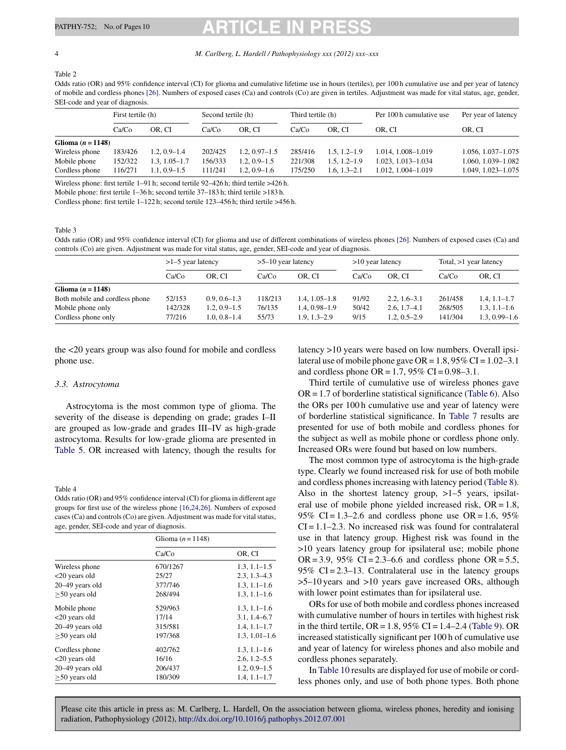Table 2
Odds ratio (OR) and 95% confidence interval (CI) for glioma and cumulative lifetime use in hours (tertiles), per 100 h cumulative use and per year of latency of mobile and cordless phones [26]. Numbers of exposed cases (Ca) and controls (Co) are given in tertiles. Adjustment was made for vital status, age, gender, SEI-code and year of diagnosis.

| | First tertile (h) | | Second tertile (h) | | Third tertile (h) | | Per 100 h cumulative use | Per year of latency |
|---|---|---|---|---|---|---|---|---|
| | Ca/Co | OR, CI | Ca/Co | OR, CI | Ca/Co | OR, CI | OR, CI | OR, CI |
| **Glioma (n = 1148)** | | | | | | | | |
| Wireless phone | 183/426 | 1.2, 0.9–1.4 | 202/425 | 1.2, 0.97–1.5 | 285/416 | 1.5, 1.2–1.9 | 1.014, 1.008–1.019 | 1.056, 1.037–1.075 |
| Mobile phone | 152/322 | 1.3, 1.05–1.7 | 156/333 | 1.2, 0.9–1.5 | 221/308 | 1.5, 1.2–1.9 | 1.023, 1.013–1.034 | 1.060, 1.039–1.082 |
| Cordless phone | 116/271 | 1.1, 0.9–1.5 | 111/241 | 1.2, 0.9–1.6 | 175/250 | 1.6, 1.3–2.1 | 1.012, 1.004–1.019 | 1.049, 1.023–1.075 |

Wireless phone: first tertile 1–91 h; second tertile 92–426 h; third tertile >426 h.
Mobile phone: first tertile 1–36 h; second tertile 37–183 h; third tertile >183 h.
Cordless phone: first tertile 1–122 h; second tertile 123–456 h; third tertile >456 h.

Table 3
Odds ratio (OR) and 95% confidence interval (CI) for glioma and use of different combinations of wireless phones [26]. Numbers of exposed cases (Ca) and controls (Co) are given. Adjustment was made for vital status, age, gender, SEI-code and year of diagnosis.

| | >1–5 year latency | | >5–10 year latency | | >10 year latency | | Total, >1 year latency | |
|---|---|---|---|---|---|---|---|---|
| | Ca/Co | OR, CI | Ca/Co | OR, CI | Ca/Co | OR, CI | Ca/Co | OR, CI |
| **Glioma (n = 1148)** | | | | | | | | |
| Both mobile and cordless phone | 52/153 | 0.9, 0.6–1.3 | 118/213 | 1.4, 1.05–1.8 | 91/92 | 2.2, 1.6–3.1 | 261/458 | 1.4, 1.1–1.7 |
| Mobile phone only | 142/328 | 1.2, 0.9–1.5 | 76/135 | 1.4, 0.98–1.9 | 50/42 | 2.6, 1.7–4.1 | 268/505 | 1.3, 1.1–1.6 |
| Cordless phone only | 77/216 | 1.0, 0.8–1.4 | 55/73 | 1.9, 1.3–2.9 | 9/15 | 1.2, 0.5–2.9 | 141/304 | 1.3, 0.99–1.6 |

the <20 years group was also found for mobile and cordless phone use.

### 3.3. Astrocytoma

Astrocytoma is the most common type of glioma. The severity of the disease is depending on grade; grades I–II are grouped as low-grade and grades III–IV as high-grade astrocytoma. Results for low-grade glioma are presented in Table 5. OR increased with latency, though the results for latency >10 years were based on low numbers. Overall ipsilateral use of mobile phone gave OR = 1.8, 95% CI = 1.02–3.1 and cordless phone OR = 1.7, 95% CI = 0.98–3.1.

Third tertile of cumulative use of wireless phones gave OR = 1.7 of borderline statistical significance (Table 6). Also the ORs per 100 h cumulative use and year of latency were of borderline statistical significance. In Table 7 results are presented for use of both mobile and cordless phones for the subject as well as mobile phone or cordless phone only. Increased ORs were found but based on low numbers.

The most common type of astrocytoma is the high-grade type. Clearly we found increased risk for use of both mobile and cordless phones increasing with latency period (Table 8). Also in the shortest latency group, >1–5 years, ipsilateral use of mobile phone yielded increased risk, OR = 1.8, 95% CI = 1.3–2.6 and cordless phone use OR = 1.6, 95% CI = 1.1–2.3. No increased risk was found for contralateral use in that latency group. Highest risk was found in the >10 years latency group for ipsilateral use; mobile phone OR = 3.9, 95% CI = 2.3–6.6 and cordless phone OR = 5.5, 95% CI = 2.3–13. Contralateral use in the latency groups >5–10 years and >10 years gave increased ORs, although with lower point estimates than for ipsilateral use.

ORs for use of both mobile and cordless phones increased with cumulative number of hours in tertiles with highest risk in the third tertile, OR = 1.8, 95% CI = 1.4–2.4 (Table 9). OR increased statistically significant per 100 h of cumulative use and year of latency for wireless phones and also mobile and cordless phones separately.

In Table 10 results are displayed for use of mobile or cordless phones only, and use of both phone types. Both phone

Table 4
Odds ratio (OR) and 95% confidence interval (CI) for glioma in different age groups for first use of the wireless phone [16,24,26]. Numbers of exposed cases (Ca) and controls (Co) are given. Adjustment was made for vital status, age, gender, SEI-code and year of diagnosis.

| | Glioma (n = 1148) | |
|---|---|---|
| | Ca/Co | OR, CI |
| Wireless phone | 670/1267 | 1.3, 1.1–1.5 |
| <20 years old | 25/27 | 2.3, 1.3–4.3 |
| 20–49 years old | 377/746 | 1.3, 1.1–1.6 |
| ≥50 years old | 268/494 | 1.3, 1.1–1.6 |
| Mobile phone | 529/963 | 1.3, 1.1–1.6 |
| <20 years old | 17/14 | 3.1, 1.4–6.7 |
| 20–49 years old | 315/581 | 1.4, 1.1–1.7 |
| ≥50 years old | 197/368 | 1.3, 1.01–1.6 |
| Cordless phone | 402/762 | 1.3, 1.1–1.6 |
| <20 years old | 16/16 | 2.6, 1.2–5.5 |
| 20–49 years old | 206/437 | 1.2, 0.9–1.5 |
| ≥50 years old | 180/309 | 1.4, 1.1–1.7 |

Please cite this article in press as: M. Carlberg, L. Hardell, On the association between glioma, wireless phones, heredity and ionising radiation, Pathophysiology (2012), http://dx.doi.org/10.1016/j.pathophys.2012.07.001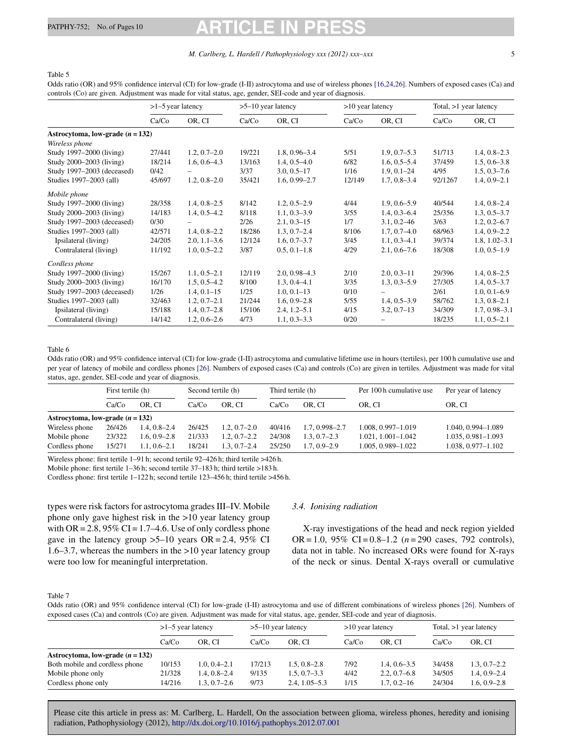Table 5

Odds ratio (OR) and 95% confidence interval (CI) for low-grade (I-II) astrocytoma and use of wireless phones [16,24,26]. Numbers of exposed cases (Ca) and controls (Co) are given. Adjustment was made for vital status, age, gender, SEI-code and year of diagnosis.

| | >1–5 year latency | | >5–10 year latency | | >10 year latency | | Total, >1 year latency | |
|---|---|---|---|---|---|---|---|---|
| | Ca/Co | OR, CI | Ca/Co | OR, CI | Ca/Co | OR, CI | Ca/Co | OR, CI |
| **Astrocytoma, low-grade (n = 132)** | | | | | | | | |
| *Wireless phone* | | | | | | | | |
| Study 1997–2000 (living) | 27/441 | 1.2, 0.7–2.0 | 19/221 | 1.8, 0.96–3.4 | 5/51 | 1.9, 0.7–5.3 | 51/713 | 1.4, 0.8–2.3 |
| Study 2000–2003 (living) | 18/214 | 1.6, 0.6–4.3 | 13/163 | 1.4, 0.5–4.0 | 6/82 | 1.6, 0.5–5.4 | 37/459 | 1.5, 0.6–3.8 |
| Study 1997–2003 (deceased) | 0/42 | – | 3/37 | 3.0, 0.5–17 | 1/16 | 1.9, 0.1–24 | 4/95 | 1.5, 0.3–7.6 |
| Studies 1997–2003 (all) | 45/697 | 1.2, 0.8–2.0 | 35/421 | 1.6, 0.99–2.7 | 12/149 | 1.7, 0.8–3.4 | 92/1267 | 1.4, 0.9–2.1 |
| *Mobile phone* | | | | | | | | |
| Study 1997–2000 (living) | 28/358 | 1.4, 0.8–2.5 | 8/142 | 1.2, 0.5–2.9 | 4/44 | 1.9, 0.6–5.9 | 40/544 | 1.4, 0.8–2.4 |
| Study 2000–2003 (living) | 14/183 | 1.4, 0.5–4.2 | 8/118 | 1.1, 0.3–3.9 | 3/55 | 1.4, 0.3–6.4 | 25/356 | 1.3, 0.5–3.7 |
| Study 1997–2003 (deceased) | 0/30 | – | 2/26 | 2.1, 0.3–15 | 1/7 | 3.1, 0.2–46 | 3/63 | 1.2, 0.2–6.7 |
| Studies 1997–2003 (all) | 42/571 | 1.4, 0.8–2.2 | 18/286 | 1.3, 0.7–2.4 | 8/106 | 1.7, 0.7–4.0 | 68/963 | 1.4, 0.9–2.2 |
| Ipsilateral (living) | 24/205 | 2.0, 1.1–3.6 | 12/124 | 1.6, 0.7–3.7 | 3/45 | 1.1, 0.3–4.1 | 39/374 | 1.8, 1.02–3.1 |
| Contralateral (living) | 11/192 | 1.0, 0.5–2.2 | 3/87 | 0.5, 0.1–1.8 | 4/29 | 2.1, 0.6–7.6 | 18/308 | 1.0, 0.5–1.9 |
| *Cordless phone* | | | | | | | | |
| Study 1997–2000 (living) | 15/267 | 1.1, 0.5–2.1 | 12/119 | 2.0, 0.98–4.3 | 2/10 | 2.0, 0.3–11 | 29/396 | 1.4, 0.8–2.5 |
| Study 2000–2003 (living) | 16/170 | 1.5, 0.5–4.2 | 8/100 | 1.3, 0.4–4.1 | 3/35 | 1.3, 0.3–5.9 | 27/305 | 1.4, 0.5–3.7 |
| Study 1997–2003 (deceased) | 1/26 | 1.4, 0.1–15 | 1/25 | 1.0, 0.1–13 | 0/10 | – | 2/61 | 1.0, 0.1–6.9 |
| Studies 1997–2003 (all) | 32/463 | 1.2, 0.7–2.1 | 21/244 | 1.6, 0.9–2.8 | 5/55 | 1.4, 0.5–3.9 | 58/762 | 1.3, 0.8–2.1 |
| Ipsilateral (living) | 15/188 | 1.4, 0.7–2.8 | 15/106 | 2.4, 1.2–5.1 | 4/15 | 3.2, 0.7–13 | 34/309 | 1.7, 0.98–3.1 |
| Contralateral (living) | 14/142 | 1.2, 0.6–2.6 | 4/73 | 1.1, 0.3–3.3 | 0/20 | – | 18/235 | 1.1, 0.5–2.1 |

Table 6

Odds ratio (OR) and 95% confidence interval (CI) for low-grade (I-II) astrocytoma and cumulative lifetime use in hours (tertiles), per 100 h cumulative use and per year of latency of mobile and cordless phones [26]. Numbers of exposed cases (Ca) and controls (Co) are given in tertiles. Adjustment was made for vital status, age, gender, SEI-code and year of diagnosis.

| | First tertile (h) | | Second tertile (h) | | Third tertile (h) | | Per 100 h cumulative use | Per year of latency |
|---|---|---|---|---|---|---|---|---|
| | Ca/Co | OR, CI | Ca/Co | OR, CI | Ca/Co | OR, CI | OR, CI | OR, CI |
| **Astrocytoma, low-grade (n = 132)** | | | | | | | | |
| Wireless phone | 26/426 | 1.4, 0.8–2.4 | 26/425 | 1.2, 0.7–2.0 | 40/416 | 1.7, 0.998–2.7 | 1.008, 0.997–1.019 | 1.040, 0.994–1.089 |
| Mobile phone | 23/322 | 1.6, 0.9–2.8 | 21/333 | 1.2, 0.7–2.2 | 24/308 | 1.3, 0.7–2.3 | 1.021, 1.001–1.042 | 1.035, 0.981–1.093 |
| Cordless phone | 15/271 | 1.1, 0.6–2.1 | 18/241 | 1.3, 0.7–2.4 | 25/250 | 1.7, 0.9–2.9 | 1.005, 0.989–1.022 | 1.038, 0.977–1.102 |

Wireless phone: first tertile 1–91 h; second tertile 92–426 h; third tertile >426 h.
Mobile phone: first tertile 1–36 h; second tertile 37–183 h; third tertile >183 h.
Cordless phone: first tertile 1–122 h; second tertile 123–456 h; third tertile >456 h.

types were risk factors for astrocytoma grades III–IV. Mobile phone only gave highest risk in the >10 year latency group with OR = 2.8, 95% CI = 1.7–4.6. Use of only cordless phone gave in the latency group >5–10 years OR = 2.4, 95% CI 1.6–3.7, whereas the numbers in the >10 year latency group were too low for meaningful interpretation.

### 3.4. Ionising radiation

X-ray investigations of the head and neck region yielded OR = 1.0, 95% CI = 0.8–1.2 (n = 290 cases, 792 controls), data not in table. No increased ORs were found for X-rays of the neck or sinus. Dental X-rays overall or cumulative

Table 7

Odds ratio (OR) and 95% confidence interval (CI) for low-grade (I-II) astrocytoma and use of different combinations of wireless phones [26]. Numbers of exposed cases (Ca) and controls (Co) are given. Adjustment was made for vital status, age, gender, SEI-code and year of diagnosis.

| | >1–5 year latency | | >5–10 year latency | | >10 year latency | | Total, >1 year latency | |
|---|---|---|---|---|---|---|---|---|
| | Ca/Co | OR, CI | Ca/Co | OR, CI | Ca/Co | OR, CI | Ca/Co | OR, CI |
| **Astrocytoma, low-grade (n = 132)** | | | | | | | | |
| Both mobile and cordless phone | 10/153 | 1.0, 0.4–2.1 | 17/213 | 1.5, 0.8–2.8 | 7/92 | 1.4, 0.6–3.5 | 34/458 | 1.3, 0.7–2.2 |
| Mobile phone only | 21/328 | 1.4, 0.8–2.4 | 9/135 | 1.5, 0.7–3.3 | 4/42 | 2.2, 0.7–6.8 | 34/505 | 1.4, 0.9–2.4 |
| Cordless phone only | 14/216 | 1.3, 0.7–2.6 | 9/73 | 2.4, 1.05–5.3 | 1/15 | 1.7, 0.2–16 | 24/304 | 1.6, 0.9–2.8 |

Please cite this article in press as: M. Carlberg, L. Hardell, On the association between glioma, wireless phones, heredity and ionising radiation, Pathophysiology (2012), http://dx.doi.org/10.1016/j.pathophys.2012.07.001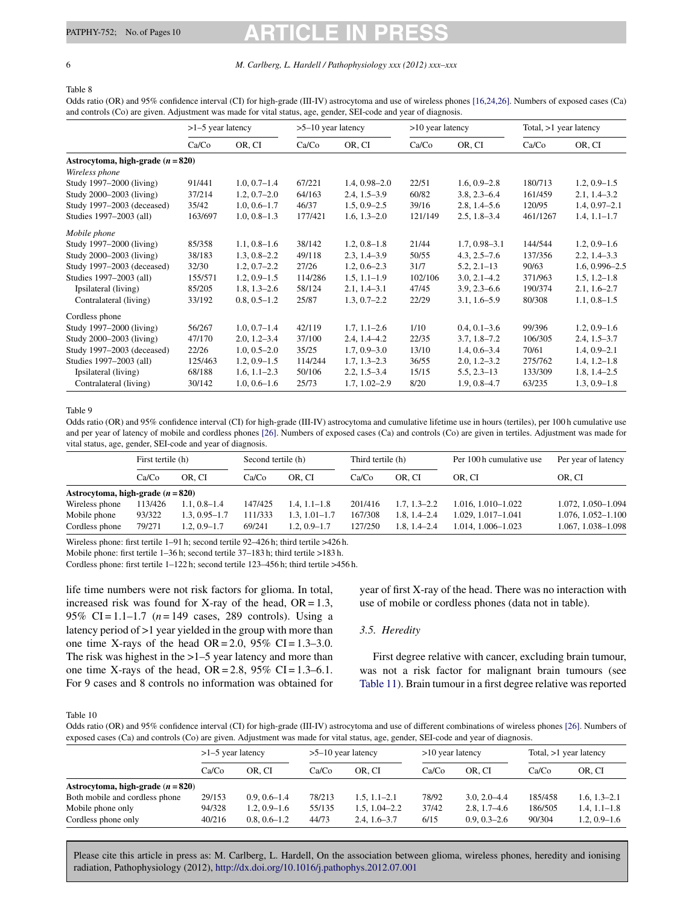Table 8
Odds ratio (OR) and 95% confidence interval (CI) for high-grade (III-IV) astrocytoma and use of wireless phones [16,24,26]. Numbers of exposed cases (Ca) and controls (Co) are given. Adjustment was made for vital status, age, gender, SEI-code and year of diagnosis.

| | >1–5 year latency | | >5–10 year latency | | >10 year latency | | Total, >1 year latency | |
|---|---|---|---|---|---|---|---|---|
| | Ca/Co | OR, CI | Ca/Co | OR, CI | Ca/Co | OR, CI | Ca/Co | OR, CI |
| **Astrocytoma, high-grade (*n* = 820)** | | | | | | | | |
| *Wireless phone* | | | | | | | | |
| Study 1997–2000 (living) | 91/441 | 1.0, 0.7–1.4 | 67/221 | 1.4, 0.98–2.0 | 22/51 | 1.6, 0.9–2.8 | 180/713 | 1.2, 0.9–1.5 |
| Study 2000–2003 (living) | 37/214 | 1.2, 0.7–2.0 | 64/163 | 2.4, 1.5–3.9 | 60/82 | 3.8, 2.3–6.4 | 161/459 | 2.1, 1.4–3.2 |
| Study 1997–2003 (deceased) | 35/42 | 1.0, 0.6–1.7 | 46/37 | 1.5, 0.9–2.5 | 39/16 | 2.8, 1.4–5.6 | 120/95 | 1.4, 0.97–2.1 |
| Studies 1997–2003 (all) | 163/697 | 1.0, 0.8–1.3 | 177/421 | 1.6, 1.3–2.0 | 121/149 | 2.5, 1.8–3.4 | 461/1267 | 1.4, 1.1–1.7 |
| *Mobile phone* | | | | | | | | |
| Study 1997–2000 (living) | 85/358 | 1.1, 0.8–1.6 | 38/142 | 1.2, 0.8–1.8 | 21/44 | 1.7, 0.98–3.1 | 144/544 | 1.2, 0.9–1.6 |
| Study 2000–2003 (living) | 38/183 | 1.3, 0.8–2.2 | 49/118 | 2.3, 1.4–3.9 | 50/55 | 4.3, 2.5–7.6 | 137/356 | 2.2, 1.4–3.3 |
| Study 1997–2003 (deceased) | 32/30 | 1.2, 0.7–2.2 | 27/26 | 1.2, 0.6–2.3 | 31/7 | 5.2, 2.1–13 | 90/63 | 1.6, 0.996–2.5 |
| Studies 1997–2003 (all) | 155/571 | 1.2, 0.9–1.5 | 114/286 | 1.5, 1.1–1.9 | 102/106 | 3.0, 2.1–4.2 | 371/963 | 1.5, 1.2–1.8 |
| Ipsilateral (living) | 85/205 | 1.8, 1.3–2.6 | 58/124 | 2.1, 1.4–3.1 | 47/45 | 3.9, 2.3–6.6 | 190/374 | 2.1, 1.6–2.7 |
| Contralateral (living) | 33/192 | 0.8, 0.5–1.2 | 25/87 | 1.3, 0.7–2.2 | 22/29 | 3.1, 1.6–5.9 | 80/308 | 1.1, 0.8–1.5 |
| Cordless phone | | | | | | | | |
| Study 1997–2000 (living) | 56/267 | 1.0, 0.7–1.4 | 42/119 | 1.7, 1.1–2.6 | 1/10 | 0.4, 0.1–3.6 | 99/396 | 1.2, 0.9–1.6 |
| Study 2000–2003 (living) | 47/170 | 2.0, 1.2–3.4 | 37/100 | 2.4, 1.4–4.2 | 22/35 | 3.7, 1.8–7.2 | 106/305 | 2.4, 1.5–3.7 |
| Study 1997–2003 (deceased) | 22/26 | 1.0, 0.5–2.0 | 35/25 | 1.7, 0.9–3.0 | 13/10 | 1.4, 0.6–3.4 | 70/61 | 1.4, 0.9–2.1 |
| Studies 1997–2003 (all) | 125/463 | 1.2, 0.9–1.5 | 114/244 | 1.7, 1.3–2.3 | 36/55 | 2.0, 1.2–3.2 | 275/762 | 1.4, 1.2–1.8 |
| Ipsilateral (living) | 68/188 | 1.6, 1.1–2.3 | 50/106 | 2.2, 1.5–3.4 | 15/15 | 5.5, 2.3–13 | 133/309 | 1.8, 1.4–2.5 |
| Contralateral (living) | 30/142 | 1.0, 0.6–1.6 | 25/73 | 1.7, 1.02–2.9 | 8/20 | 1.9, 0.8–4.7 | 63/235 | 1.3, 0.9–1.8 |

Table 9
Odds ratio (OR) and 95% confidence interval (CI) for high-grade (III-IV) astrocytoma and cumulative lifetime use in hours (tertiles), per 100 h cumulative use and per year of latency of mobile and cordless phones [26]. Numbers of exposed cases (Ca) and controls (Co) are given in tertiles. Adjustment was made for vital status, age, gender, SEI-code and year of diagnosis.

| | First tertile (h) | | Second tertile (h) | | Third tertile (h) | | Per 100 h cumulative use | Per year of latency |
|---|---|---|---|---|---|---|---|---|
| | Ca/Co | OR, CI | Ca/Co | OR, CI | Ca/Co | OR, CI | OR, CI | OR, CI |
| **Astrocytoma, high-grade (*n* = 820)** | | | | | | | | |
| Wireless phone | 113/426 | 1.1, 0.8–1.4 | 147/425 | 1.4, 1.1–1.8 | 201/416 | 1.7, 1.3–2.2 | 1.016, 1.010–1.022 | 1.072, 1.050–1.094 |
| Mobile phone | 93/322 | 1.3, 0.95–1.7 | 111/333 | 1.3, 1.01–1.7 | 167/308 | 1.8, 1.4–2.4 | 1.029, 1.017–1.041 | 1.076, 1.052–1.100 |
| Cordless phone | 79/271 | 1.2, 0.9–1.7 | 69/241 | 1.2, 0.9–1.7 | 127/250 | 1.8, 1.4–2.4 | 1.014, 1.006–1.023 | 1.067, 1.038–1.098 |

Wireless phone: first tertile 1–91 h; second tertile 92–426 h; third tertile >426 h.
Mobile phone: first tertile 1–36 h; second tertile 37–183 h; third tertile >183 h.
Cordless phone: first tertile 1–122 h; second tertile 123–456 h; third tertile >456 h.

life time numbers were not risk factors for glioma. In total, increased risk was found for X-ray of the head, OR = 1.3, 95% CI = 1.1–1.7 (*n* = 149 cases, 289 controls). Using a latency period of >1 year yielded in the group with more than one time X-rays of the head OR = 2.0, 95% CI = 1.3–3.0. The risk was highest in the >1–5 year latency and more than one time X-rays of the head, OR = 2.8, 95% CI = 1.3–6.1. For 9 cases and 8 controls no information was obtained for year of first X-ray of the head. There was no interaction with use of mobile or cordless phones (data not in table).

### 3.5. Heredity

First degree relative with cancer, excluding brain tumour, was not a risk factor for malignant brain tumours (see Table 11). Brain tumour in a first degree relative was reported

Table 10
Odds ratio (OR) and 95% confidence interval (CI) for high-grade (III-IV) astrocytoma and use of different combinations of wireless phones [26]. Numbers of exposed cases (Ca) and controls (Co) are given. Adjustment was made for vital status, age, gender, SEI-code and year of diagnosis.

| | >1–5 year latency | | >5–10 year latency | | >10 year latency | | Total, >1 year latency | |
|---|---|---|---|---|---|---|---|---|
| | Ca/Co | OR, CI | Ca/Co | OR, CI | Ca/Co | OR, CI | Ca/Co | OR, CI |
| **Astrocytoma, high-grade (*n* = 820)** | | | | | | | | |
| Both mobile and cordless phone | 29/153 | 0.9, 0.6–1.4 | 78/213 | 1.5, 1.1–2.1 | 78/92 | 3.0, 2.0–4.4 | 185/458 | 1.6, 1.3–2.1 |
| Mobile phone only | 94/328 | 1.2, 0.9–1.6 | 55/135 | 1.5, 1.04–2.2 | 37/42 | 2.8, 1.7–4.6 | 186/505 | 1.4, 1.1–1.8 |
| Cordless phone only | 40/216 | 0.8, 0.6–1.2 | 44/73 | 2.4, 1.6–3.7 | 6/15 | 0.9, 0.3–2.6 | 90/304 | 1.2, 0.9–1.6 |

Please cite this article in press as: M. Carlberg, L. Hardell, On the association between glioma, wireless phones, heredity and ionising radiation, Pathophysiology (2012), http://dx.doi.org/10.1016/j.pathophys.2012.07.001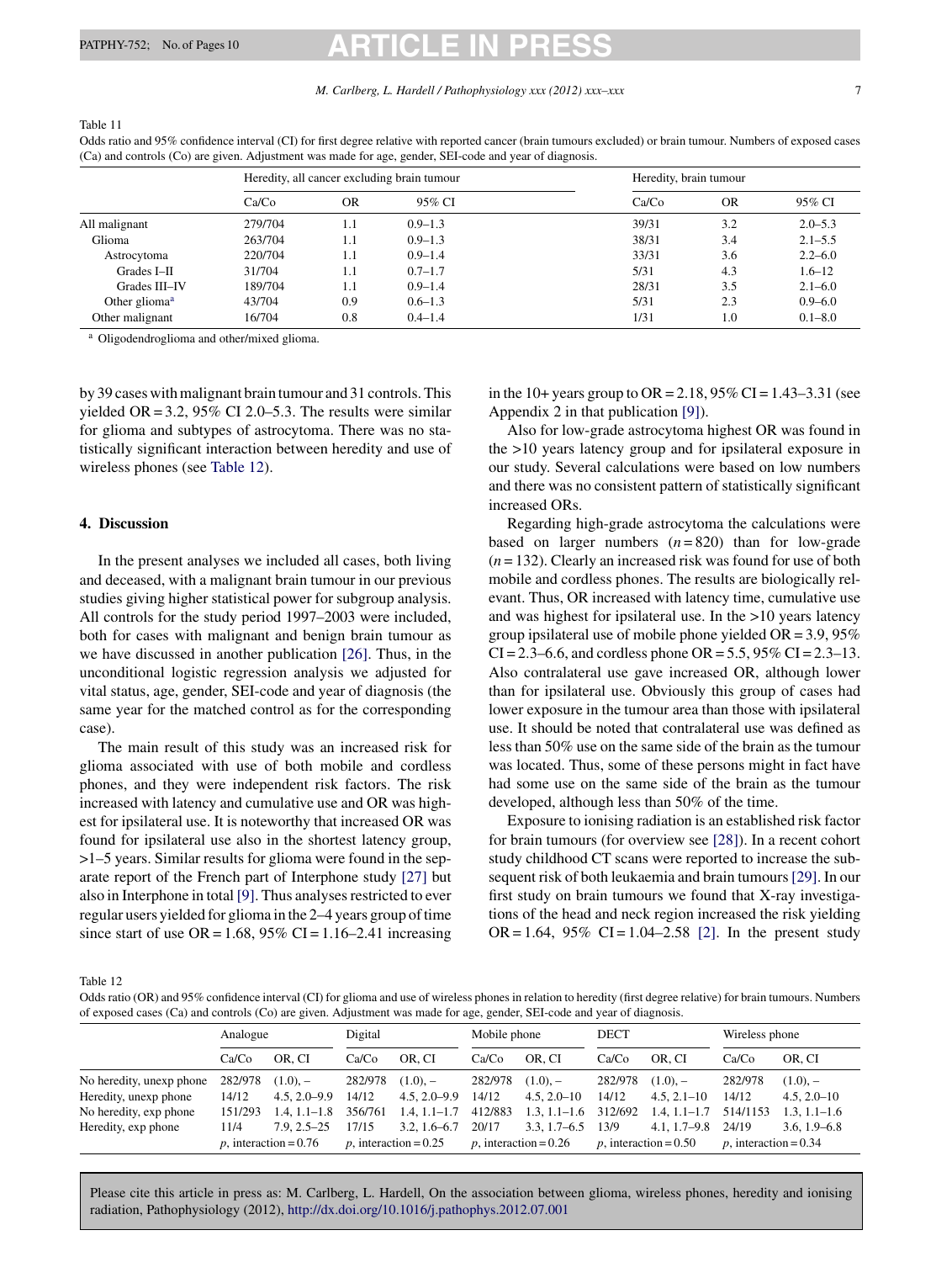Table 11

Odds ratio and 95% confidence interval (CI) for first degree relative with reported cancer (brain tumours excluded) or brain tumour. Numbers of exposed cases (Ca) and controls (Co) are given. Adjustment was made for age, gender, SEI-code and year of diagnosis.

| | Heredity, all cancer excluding brain tumour | | | Heredity, brain tumour | | |
|---|---|---|---|---|---|---|
| | Ca/Co | OR | 95% CI | Ca/Co | OR | 95% CI |
| All malignant | 279/704 | 1.1 | 0.9–1.3 | 39/31 | 3.2 | 2.0–5.3 |
| Glioma | 263/704 | 1.1 | 0.9–1.3 | 38/31 | 3.4 | 2.1–5.5 |
| Astrocytoma | 220/704 | 1.1 | 0.9–1.4 | 33/31 | 3.6 | 2.2–6.0 |
| Grades I–II | 31/704 | 1.1 | 0.7–1.7 | 5/31 | 4.3 | 1.6–12 |
| Grades III–IV | 189/704 | 1.1 | 0.9–1.4 | 28/31 | 3.5 | 2.1–6.0 |
| Other glioma[a] | 43/704 | 0.9 | 0.6–1.3 | 5/31 | 2.3 | 0.9–6.0 |
| Other malignant | 16/704 | 0.8 | 0.4–1.4 | 1/31 | 1.0 | 0.1–8.0 |

[a] Oligodendroglioma and other/mixed glioma.

by 39 cases with malignant brain tumour and 31 controls. This yielded OR = 3.2, 95% CI 2.0–5.3. The results were similar for glioma and subtypes of astrocytoma. There was no statistically significant interaction between heredity and use of wireless phones (see Table 12).

## 4. Discussion

In the present analyses we included all cases, both living and deceased, with a malignant brain tumour in our previous studies giving higher statistical power for subgroup analysis. All controls for the study period 1997–2003 were included, both for cases with malignant and benign brain tumour as we have discussed in another publication [26]. Thus, in the unconditional logistic regression analysis we adjusted for vital status, age, gender, SEI-code and year of diagnosis (the same year for the matched control as for the corresponding case).

The main result of this study was an increased risk for glioma associated with use of both mobile and cordless phones, and they were independent risk factors. The risk increased with latency and cumulative use and OR was highest for ipsilateral use. It is noteworthy that increased OR was found for ipsilateral use also in the shortest latency group, >1–5 years. Similar results for glioma were found in the separate report of the French part of Interphone study [27] but also in Interphone in total [9]. Thus analyses restricted to ever regular users yielded for glioma in the 2–4 years group of time since start of use OR = 1.68, 95% CI = 1.16–2.41 increasing in the 10+ years group to OR = 2.18, 95% CI = 1.43–3.31 (see Appendix 2 in that publication [9]).

Also for low-grade astrocytoma highest OR was found in the >10 years latency group and for ipsilateral exposure in our study. Several calculations were based on low numbers and there was no consistent pattern of statistically significant increased ORs.

Regarding high-grade astrocytoma the calculations were based on larger numbers ($n = 820$) than for low-grade ($n = 132$). Clearly an increased risk was found for use of both mobile and cordless phones. The results are biologically relevant. Thus, OR increased with latency time, cumulative use and was highest for ipsilateral use. In the >10 years latency group ipsilateral use of mobile phone yielded OR = 3.9, 95% CI = 2.3–6.6, and cordless phone OR = 5.5, 95% CI = 2.3–13. Also contralateral use gave increased OR, although lower than for ipsilateral use. Obviously this group of cases had lower exposure in the tumour area than those with ipsilateral use. It should be noted that contralateral use was defined as less than 50% use on the same side of the brain as the tumour was located. Thus, some of these persons might in fact have had some use on the same side of the brain as the tumour developed, although less than 50% of the time.

Exposure to ionising radiation is an established risk factor for brain tumours (for overview see [28]). In a recent cohort study childhood CT scans were reported to increase the subsequent risk of both leukaemia and brain tumours [29]. In our first study on brain tumours we found that X-ray investigations of the head and neck region increased the risk yielding OR = 1.64, 95% CI = 1.04–2.58 [2]. In the present study

Table 12

Odds ratio (OR) and 95% confidence interval (CI) for glioma and use of wireless phones in relation to heredity (first degree relative) for brain tumours. Numbers of exposed cases (Ca) and controls (Co) are given. Adjustment was made for age, gender, SEI-code and year of diagnosis.

| | Analogue | | Digital | | Mobile phone | | DECT | | Wireless phone | |
|---|---|---|---|---|---|---|---|---|---|---|
| | Ca/Co | OR, CI | Ca/Co | OR, CI | Ca/Co | OR, CI | Ca/Co | OR, CI | Ca/Co | OR, CI |
| No heredity, unexp phone | 282/978 | (1.0), – | 282/978 | (1.0), – | 282/978 | (1.0), – | 282/978 | (1.0), – | 282/978 | (1.0), – |
| Heredity, unexp phone | 14/12 | 4.5, 2.0–9.9 | 14/12 | 4.5, 2.0–9.9 | 14/12 | 4.5, 2.0–10 | 14/12 | 4.5, 2.1–10 | 14/12 | 4.5, 2.0–10 |
| No heredity, exp phone | 151/293 | 1.4, 1.1–1.8 | 356/761 | 1.4, 1.1–1.7 | 412/883 | 1.3, 1.1–1.6 | 312/692 | 1.4, 1.1–1.7 | 514/1153 | 1.3, 1.1–1.6 |
| Heredity, exp phone | 11/4 | 7.9, 2.5–25 | 17/15 | 3.2, 1.6–6.7 | 20/17 | 3.3, 1.7–6.5 | 13/9 | 4.1, 1.7–9.8 | 24/19 | 3.6, 1.9–6.8 |
| | $p$, interaction = 0.76 | | $p$, interaction = 0.25 | | $p$, interaction = 0.26 | | $p$, interaction = 0.50 | | $p$, interaction = 0.34 | |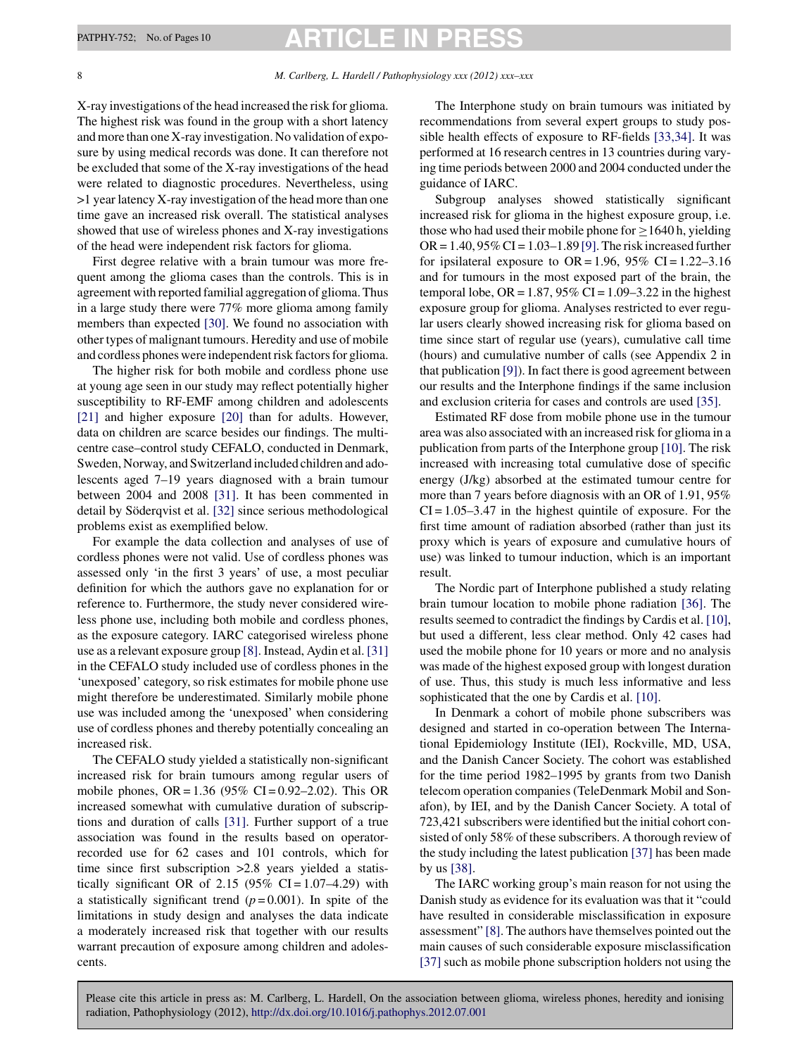X-ray investigations of the head increased the risk for glioma. The highest risk was found in the group with a short latency and more than one X-ray investigation. No validation of exposure by using medical records was done. It can therefore not be excluded that some of the X-ray investigations of the head were related to diagnostic procedures. Nevertheless, using >1 year latency X-ray investigation of the head more than one time gave an increased risk overall. The statistical analyses showed that use of wireless phones and X-ray investigations of the head were independent risk factors for glioma.

First degree relative with a brain tumour was more frequent among the glioma cases than the controls. This is in agreement with reported familial aggregation of glioma. Thus in a large study there were 77% more glioma among family members than expected [30]. We found no association with other types of malignant tumours. Heredity and use of mobile and cordless phones were independent risk factors for glioma.

The higher risk for both mobile and cordless phone use at young age seen in our study may reflect potentially higher susceptibility to RF-EMF among children and adolescents [21] and higher exposure [20] than for adults. However, data on children are scarce besides our findings. The multicentre case–control study CEFALO, conducted in Denmark, Sweden, Norway, and Switzerland included children and adolescents aged 7–19 years diagnosed with a brain tumour between 2004 and 2008 [31]. It has been commented in detail by Söderqvist et al. [32] since serious methodological problems exist as exemplified below.

For example the data collection and analyses of use of cordless phones were not valid. Use of cordless phones was assessed only 'in the first 3 years' of use, a most peculiar definition for which the authors gave no explanation for or reference to. Furthermore, the study never considered wireless phone use, including both mobile and cordless phones, as the exposure category. IARC categorised wireless phone use as a relevant exposure group [8]. Instead, Aydin et al. [31] in the CEFALO study included use of cordless phones in the 'unexposed' category, so risk estimates for mobile phone use might therefore be underestimated. Similarly mobile phone use was included among the 'unexposed' when considering use of cordless phones and thereby potentially concealing an increased risk.

The CEFALO study yielded a statistically non-significant increased risk for brain tumours among regular users of mobile phones, OR = 1.36 (95% CI = 0.92–2.02). This OR increased somewhat with cumulative duration of subscriptions and duration of calls [31]. Further support of a true association was found in the results based on operator-recorded use for 62 cases and 101 controls, which for time since first subscription >2.8 years yielded a statistically significant OR of 2.15 (95% CI = 1.07–4.29) with a statistically significant trend ($p = 0.001$). In spite of the limitations in study design and analyses the data indicate a moderately increased risk that together with our results warrant precaution of exposure among children and adolescents.

The Interphone study on brain tumours was initiated by recommendations from several expert groups to study possible health effects of exposure to RF-fields [33,34]. It was performed at 16 research centres in 13 countries during varying time periods between 2000 and 2004 conducted under the guidance of IARC.

Subgroup analyses showed statistically significant increased risk for glioma in the highest exposure group, i.e. those who had used their mobile phone for ≥1640 h, yielding OR = 1.40, 95% CI = 1.03–1.89 [9]. The risk increased further for ipsilateral exposure to OR = 1.96, 95% CI = 1.22–3.16 and for tumours in the most exposed part of the brain, the temporal lobe, OR = 1.87, 95% CI = 1.09–3.22 in the highest exposure group for glioma. Analyses restricted to ever regular users clearly showed increasing risk for glioma based on time since start of regular use (years), cumulative call time (hours) and cumulative number of calls (see Appendix 2 in that publication [9]). In fact there is good agreement between our results and the Interphone findings if the same inclusion and exclusion criteria for cases and controls are used [35].

Estimated RF dose from mobile phone use in the tumour area was also associated with an increased risk for glioma in a publication from parts of the Interphone group [10]. The risk increased with increasing total cumulative dose of specific energy (J/kg) absorbed at the estimated tumour centre for more than 7 years before diagnosis with an OR of 1.91, 95% CI = 1.05–3.47 in the highest quintile of exposure. For the first time amount of radiation absorbed (rather than just its proxy which is years of exposure and cumulative hours of use) was linked to tumour induction, which is an important result.

The Nordic part of Interphone published a study relating brain tumour location to mobile phone radiation [36]. The results seemed to contradict the findings by Cardis et al. [10], but used a different, less clear method. Only 42 cases had used the mobile phone for 10 years or more and no analysis was made of the highest exposed group with longest duration of use. Thus, this study is much less informative and less sophisticated that the one by Cardis et al. [10].

In Denmark a cohort of mobile phone subscribers was designed and started in co-operation between The International Epidemiology Institute (IEI), Rockville, MD, USA, and the Danish Cancer Society. The cohort was established for the time period 1982–1995 by grants from two Danish telecom operation companies (TeleDenmark Mobil and Sonafon), by IEI, and by the Danish Cancer Society. A total of 723,421 subscribers were identified but the initial cohort consisted of only 58% of these subscribers. A thorough review of the study including the latest publication [37] has been made by us [38].

The IARC working group's main reason for not using the Danish study as evidence for its evaluation was that it "could have resulted in considerable misclassification in exposure assessment" [8]. The authors have themselves pointed out the main causes of such considerable exposure misclassification [37] such as mobile phone subscription holders not using the

Please cite this article in press as: M. Carlberg, L. Hardell, On the association between glioma, wireless phones, heredity and ionising radiation, Pathophysiology (2012), http://dx.doi.org/10.1016/j.pathophys.2012.07.001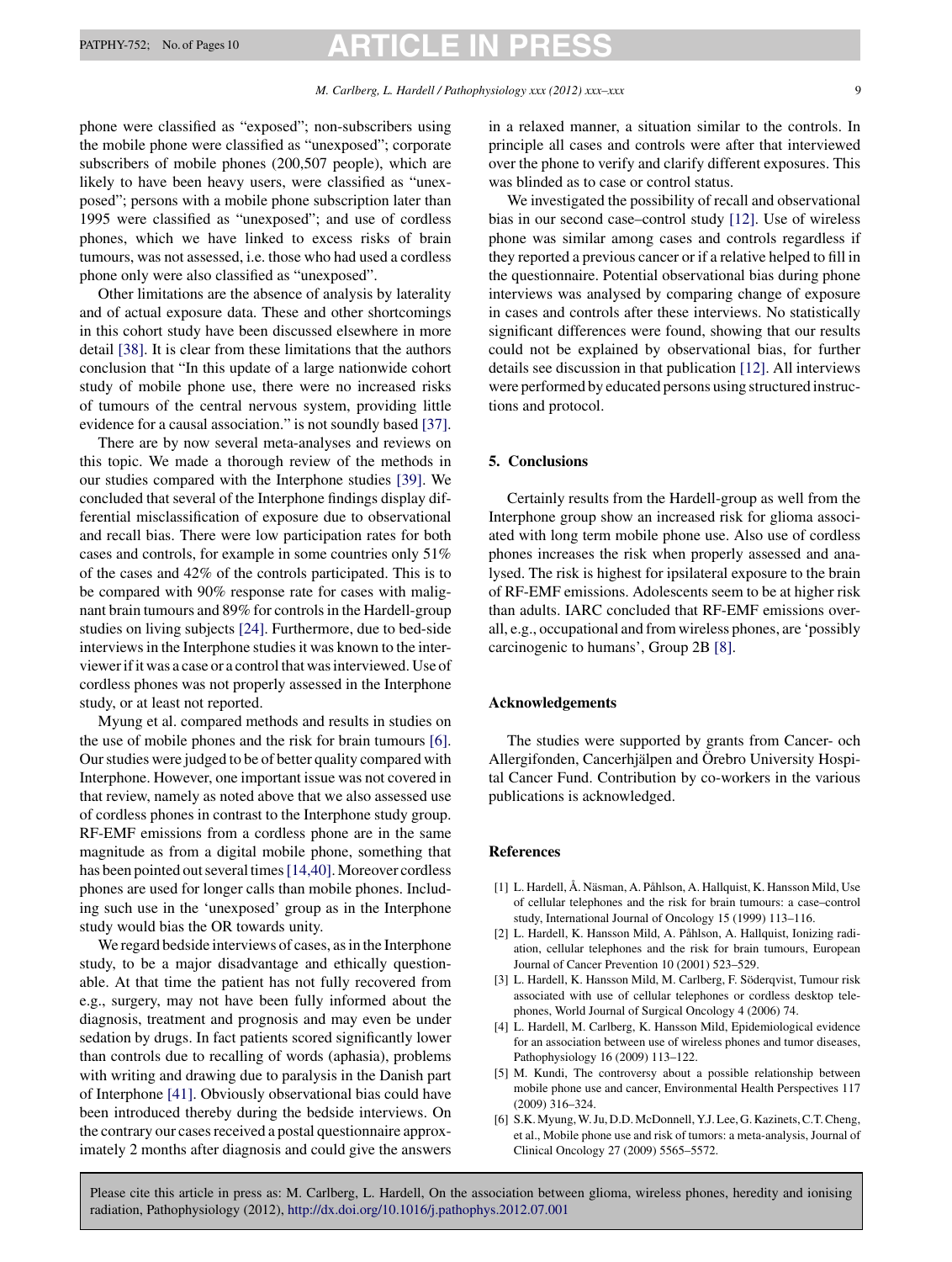phone were classified as "exposed"; non-subscribers using the mobile phone were classified as "unexposed"; corporate subscribers of mobile phones (200,507 people), which are likely to have been heavy users, were classified as "unexposed"; persons with a mobile phone subscription later than 1995 were classified as "unexposed"; and use of cordless phones, which we have linked to excess risks of brain tumours, was not assessed, i.e. those who had used a cordless phone only were also classified as "unexposed".

Other limitations are the absence of analysis by laterality and of actual exposure data. These and other shortcomings in this cohort study have been discussed elsewhere in more detail [38]. It is clear from these limitations that the authors conclusion that "In this update of a large nationwide cohort study of mobile phone use, there were no increased risks of tumours of the central nervous system, providing little evidence for a causal association." is not soundly based [37].

There are by now several meta-analyses and reviews on this topic. We made a thorough review of the methods in our studies compared with the Interphone studies [39]. We concluded that several of the Interphone findings display differential misclassification of exposure due to observational and recall bias. There were low participation rates for both cases and controls, for example in some countries only 51% of the cases and 42% of the controls participated. This is to be compared with 90% response rate for cases with malignant brain tumours and 89% for controls in the Hardell-group studies on living subjects [24]. Furthermore, due to bed-side interviews in the Interphone studies it was known to the interviewer if it was a case or a control that was interviewed. Use of cordless phones was not properly assessed in the Interphone study, or at least not reported.

Myung et al. compared methods and results in studies on the use of mobile phones and the risk for brain tumours [6]. Our studies were judged to be of better quality compared with Interphone. However, one important issue was not covered in that review, namely as noted above that we also assessed use of cordless phones in contrast to the Interphone study group. RF-EMF emissions from a cordless phone are in the same magnitude as from a digital mobile phone, something that has been pointed out several times [14,40]. Moreover cordless phones are used for longer calls than mobile phones. Including such use in the 'unexposed' group as in the Interphone study would bias the OR towards unity.

We regard bedside interviews of cases, as in the Interphone study, to be a major disadvantage and ethically questionable. At that time the patient has not fully recovered from e.g., surgery, may not have been fully informed about the diagnosis, treatment and prognosis and may even be under sedation by drugs. In fact patients scored significantly lower than controls due to recalling of words (aphasia), problems with writing and drawing due to paralysis in the Danish part of Interphone [41]. Obviously observational bias could have been introduced thereby during the bedside interviews. On the contrary our cases received a postal questionnaire approximately 2 months after diagnosis and could give the answers in a relaxed manner, a situation similar to the controls. In principle all cases and controls were after that interviewed over the phone to verify and clarify different exposures. This was blinded as to case or control status.

We investigated the possibility of recall and observational bias in our second case–control study [12]. Use of wireless phone was similar among cases and controls regardless if they reported a previous cancer or if a relative helped to fill in the questionnaire. Potential observational bias during phone interviews was analysed by comparing change of exposure in cases and controls after these interviews. No statistically significant differences were found, showing that our results could not be explained by observational bias, for further details see discussion in that publication [12]. All interviews were performed by educated persons using structured instructions and protocol.

## 5. Conclusions

Certainly results from the Hardell-group as well from the Interphone group show an increased risk for glioma associated with long term mobile phone use. Also use of cordless phones increases the risk when properly assessed and analysed. The risk is highest for ipsilateral exposure to the brain of RF-EMF emissions. Adolescents seem to be at higher risk than adults. IARC concluded that RF-EMF emissions overall, e.g., occupational and from wireless phones, are 'possibly carcinogenic to humans', Group 2B [8].

## Acknowledgements

The studies were supported by grants from Cancer- och Allergifonden, Cancerhjälpen and Örebro University Hospital Cancer Fund. Contribution by co-workers in the various publications is acknowledged.

## References

[1] L. Hardell, Å. Näsman, A. Påhlson, A. Hallquist, K. Hansson Mild, Use of cellular telephones and the risk for brain tumours: a case–control study, International Journal of Oncology 15 (1999) 113–116.

[2] L. Hardell, K. Hansson Mild, A. Påhlson, A. Hallquist, Ionizing radiation, cellular telephones and the risk for brain tumours, European Journal of Cancer Prevention 10 (2001) 523–529.

[3] L. Hardell, K. Hansson Mild, M. Carlberg, F. Söderqvist, Tumour risk associated with use of cellular telephones or cordless desktop telephones, World Journal of Surgical Oncology 4 (2006) 74.

[4] L. Hardell, M. Carlberg, K. Hansson Mild, Epidemiological evidence for an association between use of wireless phones and tumor diseases, Pathophysiology 16 (2009) 113–122.

[5] M. Kundi, The controversy about a possible relationship between mobile phone use and cancer, Environmental Health Perspectives 117 (2009) 316–324.

[6] S.K. Myung, W. Ju, D.D. McDonnell, Y.J. Lee, G. Kazinets, C.T. Cheng, et al., Mobile phone use and risk of tumors: a meta-analysis, Journal of Clinical Oncology 27 (2009) 5565–5572.

Please cite this article in press as: M. Carlberg, L. Hardell, On the association between glioma, wireless phones, heredity and ionising radiation, Pathophysiology (2012), http://dx.doi.org/10.1016/j.pathophys.2012.07.001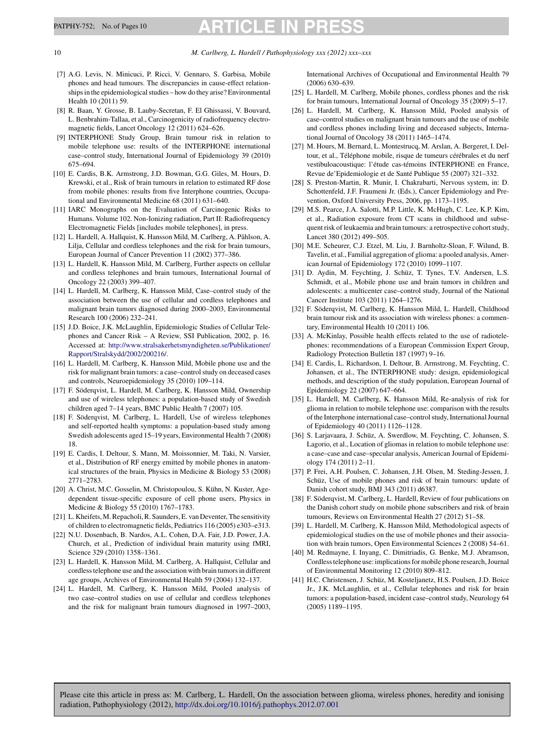[7] A.G. Levis, N. Minicuci, P. Ricci, V. Gennaro, S. Garbisa, Mobile phones and head tumours. The discrepancies in cause-effect relationships in the epidemiological studies – how do they arise? Environmental Health 10 (2011) 59.

[8] R. Baan, Y. Grosse, B. Lauby-Secretan, F. El Ghissassi, V. Bouvard, L. Benbrahim-Tallaa, et al., Carcinogenicity of radiofrequency electromagnetic fields, Lancet Oncology 12 (2011) 624–626.

[9] INTERPHONE Study Group, Brain tumour risk in relation to mobile telephone use: results of the INTERPHONE international case–control study, International Journal of Epidemiology 39 (2010) 675–694.

[10] E. Cardis, B.K. Armstrong, J.D. Bowman, G.G. Giles, M. Hours, D. Krewski, et al., Risk of brain tumours in relation to estimated RF dose from mobile phones: results from five Interphone countries, Occupational and Environmental Medicine 68 (2011) 631–640.

[11] IARC Monographs on the Evaluation of Carcinogenic Risks to Humans. Volume 102. Non-Ionizing radiation, Part II: Radiofrequency Electromagnetic Fields [includes mobile telephones], in press.

[12] L. Hardell, A. Hallquist, K. Hansson Mild, M. Carlberg, A. Påhlson, A. Lilja, Cellular and cordless telephones and the risk for brain tumours, European Journal of Cancer Prevention 11 (2002) 377–386.

[13] L. Hardell, K. Hansson Mild, M. Carlberg, Further aspects on cellular and cordless telephones and brain tumours, International Journal of Oncology 22 (2003) 399–407.

[14] L. Hardell, M. Carlberg, K. Hansson Mild, Case–control study of the association between the use of cellular and cordless telephones and malignant brain tumors diagnosed during 2000–2003, Environmental Research 100 (2006) 232–241.

[15] J.D. Boice, J.K. McLaughlin, Epidemiologic Studies of Cellular Telephones and Cancer Risk – A Review, SSI Publication, 2002, p. 16. Accessed at: http://www.stralsakerhetsmyndigheten.se/Publikationer/Rapport/Stralskydd/2002/200216/.

[16] L. Hardell, M. Carlberg, K. Hansson Mild, Mobile phone use and the risk for malignant brain tumors: a case–control study on deceased cases and controls, Neuroepidemiology 35 (2010) 109–114.

[17] F. Söderqvist, L. Hardell, M. Carlberg, K. Hansson Mild, Ownership and use of wireless telephones: a population-based study of Swedish children aged 7–14 years, BMC Public Health 7 (2007) 105.

[18] F. Söderqvist, M. Carlberg, L. Hardell, Use of wireless telephones and self-reported health symptoms: a population-based study among Swedish adolescents aged 15–19 years, Environmental Health 7 (2008) 18.

[19] E. Cardis, I. Deltour, S. Mann, M. Moissonnier, M. Taki, N. Varsier, et al., Distribution of RF energy emitted by mobile phones in anatomical structures of the brain, Physics in Medicine & Biology 53 (2008) 2771–2783.

[20] A. Christ, M.C. Gosselin, M. Christopoulou, S. Kühn, N. Kuster, Age-dependent tissue-specific exposure of cell phone users, Physics in Medicine & Biology 55 (2010) 1767–1783.

[21] L. Kheifets, M. Repacholi, R. Saunders, E. van Deventer, The sensitivity of children to electromagnetic fields, Pediatrics 116 (2005) e303–e313.

[22] N.U. Dosenbach, B. Nardos, A.L. Cohen, D.A. Fair, J.D. Power, J.A. Church, et al., Prediction of individual brain maturity using fMRI, Science 329 (2010) 1358–1361.

[23] L. Hardell, K. Hansson Mild, M. Carlberg, A. Hallquist, Cellular and cordless telephone use and the association with brain tumors in different age groups, Archives of Environmental Health 59 (2004) 132–137.

[24] L. Hardell, M. Carlberg, K. Hansson Mild, Pooled analysis of two case–control studies on use of cellular and cordless telephones and the risk for malignant brain tumours diagnosed in 1997–2003, International Archives of Occupational and Environmental Health 79 (2006) 630–639.

[25] L. Hardell, M. Carlberg, Mobile phones, cordless phones and the risk for brain tumours, International Journal of Oncology 35 (2009) 5–17.

[26] L. Hardell, M. Carlberg, K. Hansson Mild, Pooled analysis of case–control studies on malignant brain tumours and the use of mobile and cordless phones including living and deceased subjects, International Journal of Oncology 38 (2011) 1465–1474.

[27] M. Hours, M. Bernard, L. Montestrucq, M. Arslan, A. Bergeret, I. Deltour, et al., Téléphone mobile, risque de tumeurs cérébrales et du nerf vestibuloacoustique: l'étude cas-témoins INTERPHONE en France, Revue de'Epidemiologie et de Santé Publique 55 (2007) 321–332.

[28] S. Preston-Martin, R. Munir, I. Chakrabarti, Nervous system, in: D. Schottenfeld, J.F. Fraumeni Jr. (Eds.), Cancer Epidemiology and Prevention, Oxford University Press, 2006, pp. 1173–1195.

[29] M.S. Pearce, J.A. Salotti, M.P. Little, K. McHugh, C. Lee, K.P. Kim, et al., Radiation exposure from CT scans in childhood and subsequent risk of leukaemia and brain tumours: a retrospective cohort study, Lancet 380 (2012) 499–505.

[30] M.E. Scheurer, C.J. Etzel, M. Liu, J. Barnholtz-Sloan, F. Wilund, B. Tavelin, et al., Familial aggregation of glioma: a pooled analysis, American Journal of Epidemiology 172 (2010) 1099–1107.

[31] D. Aydin, M. Feychting, J. Schüz, T. Tynes, T.V. Andersen, L.S. Schmidt, et al., Mobile phone use and brain tumors in children and adolescents: a multicenter case–control study, Journal of the National Cancer Institute 103 (2011) 1264–1276.

[32] F. Söderqvist, M. Carlberg, K. Hansson Mild, L. Hardell, Childhood brain tumour risk and its association with wireless phones: a commentary, Environmental Health 10 (2011) 106.

[33] A. McKinlay, Possible health effects related to the use of radiotelephones: recommendations of a European Commission Expert Group, Radiology Protection Bulletin 187 (1997) 9–16.

[34] E. Cardis, L. Richardson, I. Deltour, B. Armstrong, M. Feychting, C. Johansen, et al., The INTERPHONE study: design, epidemiological methods, and description of the study population, European Journal of Epidemiology 22 (2007) 647–664.

[35] L. Hardell, M. Carlberg, K. Hansson Mild, Re-analysis of risk for glioma in relation to mobile telephone use: comparison with the results of the Interphone international case–control study, International Journal of Epidemiology 40 (2011) 1126–1128.

[36] S. Larjavaara, J. Schüz, A. Swerdlow, M. Feychting, C. Johansen, S. Lagorio, et al., Location of gliomas in relation to mobile telephone use: a case–case and case–specular analysis, American Journal of Epidemiology 174 (2011) 2–11.

[37] P. Frei, A.H. Poulsen, C. Johansen, J.H. Olsen, M. Steding-Jessen, J. Schüz, Use of mobile phones and risk of brain tumours: update of Danish cohort study, BMJ 343 (2011) d6387.

[38] F. Söderqvist, M. Carlberg, L. Hardell, Review of four publications on the Danish cohort study on mobile phone subscribers and risk of brain tumours, Reviews on Environmental Health 27 (2012) 51–58.

[39] L. Hardell, M. Carlberg, K. Hansson Mild, Methodological aspects of epidemiological studies on the use of mobile phones and their association with brain tumors, Open Environmental Sciences 2 (2008) 54–61.

[40] M. Redmayne, I. Inyang, C. Dimitriadis, G. Benke, M.J. Abramson, Cordless telephone use: implications for mobile phone research, Journal of Environmental Monitoring 12 (2010) 809–812.

[41] H.C. Christensen, J. Schüz, M. Kosteljanetz, H.S. Poulsen, J.D. Boice Jr., J.K. McLaughlin, et al., Cellular telephones and risk for brain tumors: a population-based, incident case–control study, Neurology 64 (2005) 1189–1195.